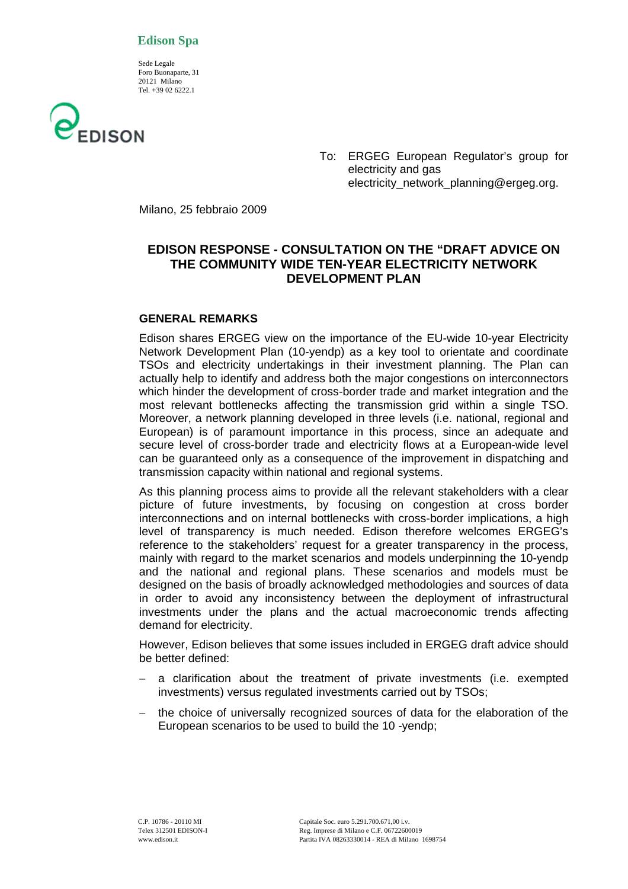**Edison Spa**

Sede Legale
Foro Buonaparte, 31
20121 Milano
Tel. +39 02 6222.1

EDISON

To: ERGEG European Regulator's group for electricity and gas
electricity_network_planning@ergeg.org.

Milano, 25 febbraio 2009

## EDISON RESPONSE - CONSULTATION ON THE "DRAFT ADVICE ON THE COMMUNITY WIDE TEN-YEAR ELECTRICITY NETWORK DEVELOPMENT PLAN

### GENERAL REMARKS

Edison shares ERGEG view on the importance of the EU-wide 10-year Electricity Network Development Plan (10-yendp) as a key tool to orientate and coordinate TSOs and electricity undertakings in their investment planning. The Plan can actually help to identify and address both the major congestions on interconnectors which hinder the development of cross-border trade and market integration and the most relevant bottlenecks affecting the transmission grid within a single TSO. Moreover, a network planning developed in three levels (i.e. national, regional and European) is of paramount importance in this process, since an adequate and secure level of cross-border trade and electricity flows at a European-wide level can be guaranteed only as a consequence of the improvement in dispatching and transmission capacity within national and regional systems.

As this planning process aims to provide all the relevant stakeholders with a clear picture of future investments, by focusing on congestion at cross border interconnections and on internal bottlenecks with cross-border implications, a high level of transparency is much needed. Edison therefore welcomes ERGEG's reference to the stakeholders' request for a greater transparency in the process, mainly with regard to the market scenarios and models underpinning the 10-yendp and the national and regional plans. These scenarios and models must be designed on the basis of broadly acknowledged methodologies and sources of data in order to avoid any inconsistency between the deployment of infrastructural investments under the plans and the actual macroeconomic trends affecting demand for electricity.

However, Edison believes that some issues included in ERGEG draft advice should be better defined:

- a clarification about the treatment of private investments (i.e. exempted investments) versus regulated investments carried out by TSOs;
- the choice of universally recognized sources of data for the elaboration of the European scenarios to be used to build the 10 -yendp;

C.P. 10786 - 20110 MI
Telex 312501 EDISON-I
www.edison.it

Capitale Soc. euro 5.291.700.671,00 i.v.
Reg. Imprese di Milano e C.F. 06722600019
Partita IVA 08263330014 - REA di Milano 1698754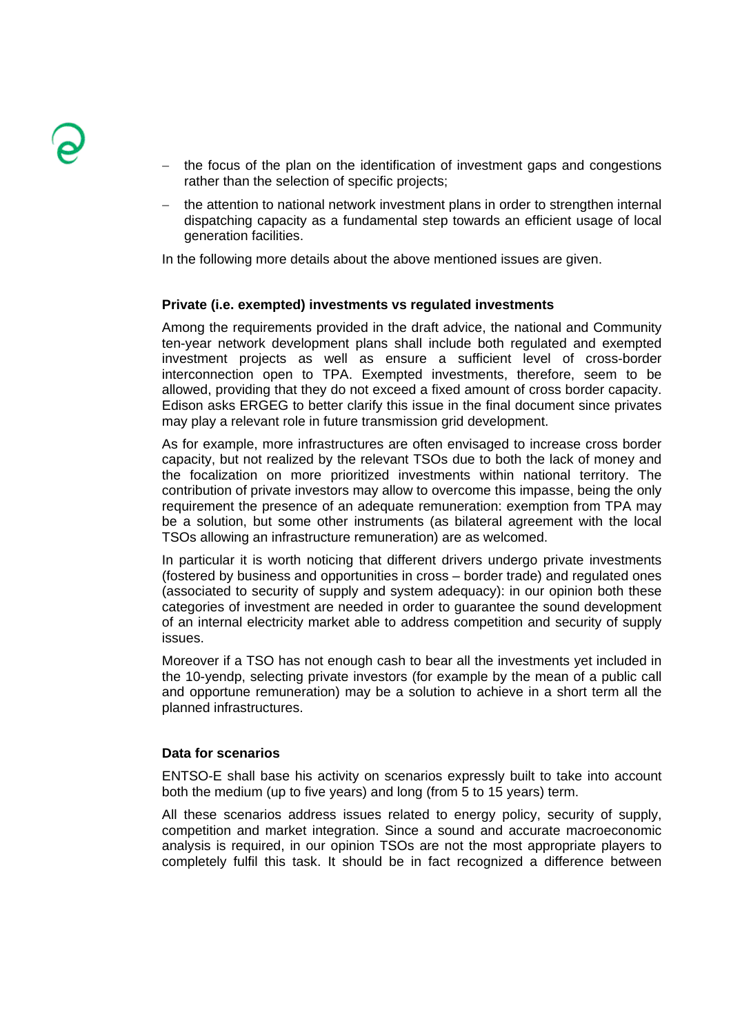- the focus of the plan on the identification of investment gaps and congestions rather than the selection of specific projects;
- the attention to national network investment plans in order to strengthen internal dispatching capacity as a fundamental step towards an efficient usage of local generation facilities.

In the following more details about the above mentioned issues are given.

**Private (i.e. exempted) investments vs regulated investments**

Among the requirements provided in the draft advice, the national and Community ten-year network development plans shall include both regulated and exempted investment projects as well as ensure a sufficient level of cross-border interconnection open to TPA. Exempted investments, therefore, seem to be allowed, providing that they do not exceed a fixed amount of cross border capacity. Edison asks ERGEG to better clarify this issue in the final document since privates may play a relevant role in future transmission grid development.

As for example, more infrastructures are often envisaged to increase cross border capacity, but not realized by the relevant TSOs due to both the lack of money and the focalization on more prioritized investments within national territory. The contribution of private investors may allow to overcome this impasse, being the only requirement the presence of an adequate remuneration: exemption from TPA may be a solution, but some other instruments (as bilateral agreement with the local TSOs allowing an infrastructure remuneration) are as welcomed.

In particular it is worth noticing that different drivers undergo private investments (fostered by business and opportunities in cross – border trade) and regulated ones (associated to security of supply and system adequacy): in our opinion both these categories of investment are needed in order to guarantee the sound development of an internal electricity market able to address competition and security of supply issues.

Moreover if a TSO has not enough cash to bear all the investments yet included in the 10-yendp, selecting private investors (for example by the mean of a public call and opportune remuneration) may be a solution to achieve in a short term all the planned infrastructures.

**Data for scenarios**

ENTSO-E shall base his activity on scenarios expressly built to take into account both the medium (up to five years) and long (from 5 to 15 years) term.

All these scenarios address issues related to energy policy, security of supply, competition and market integration. Since a sound and accurate macroeconomic analysis is required, in our opinion TSOs are not the most appropriate players to completely fulfil this task. It should be in fact recognized a difference between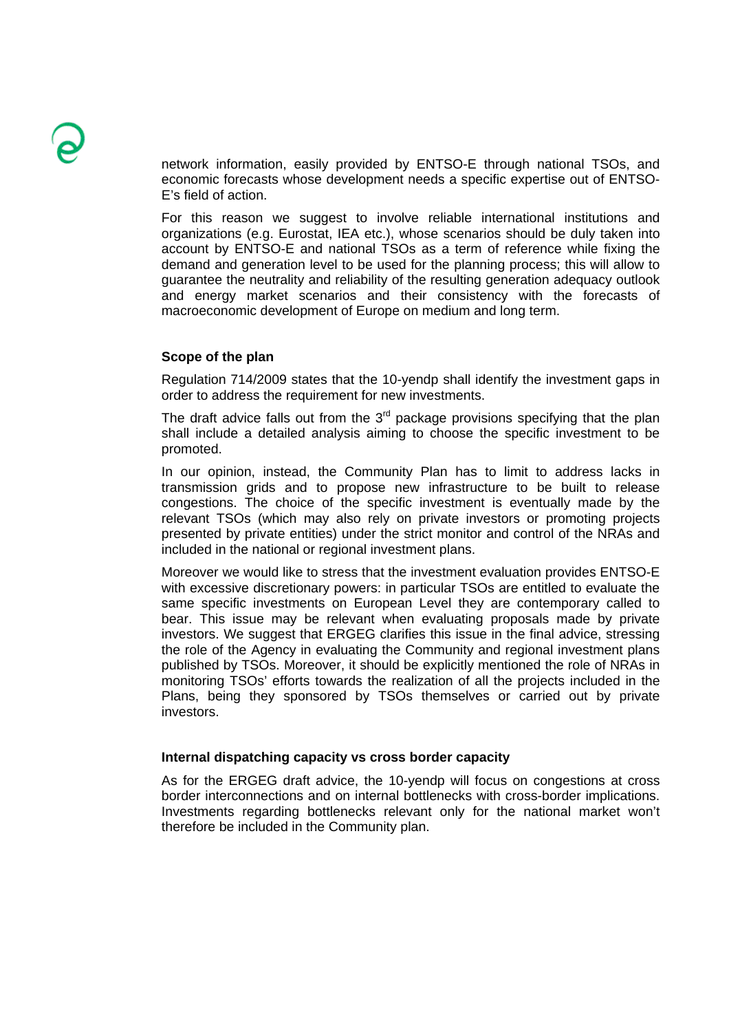network information, easily provided by ENTSO-E through national TSOs, and economic forecasts whose development needs a specific expertise out of ENTSO-E's field of action.

For this reason we suggest to involve reliable international institutions and organizations (e.g. Eurostat, IEA etc.), whose scenarios should be duly taken into account by ENTSO-E and national TSOs as a term of reference while fixing the demand and generation level to be used for the planning process; this will allow to guarantee the neutrality and reliability of the resulting generation adequacy outlook and energy market scenarios and their consistency with the forecasts of macroeconomic development of Europe on medium and long term.

**Scope of the plan**

Regulation 714/2009 states that the 10-yendp shall identify the investment gaps in order to address the requirement for new investments.

The draft advice falls out from the 3rd package provisions specifying that the plan shall include a detailed analysis aiming to choose the specific investment to be promoted.

In our opinion, instead, the Community Plan has to limit to address lacks in transmission grids and to propose new infrastructure to be built to release congestions. The choice of the specific investment is eventually made by the relevant TSOs (which may also rely on private investors or promoting projects presented by private entities) under the strict monitor and control of the NRAs and included in the national or regional investment plans.

Moreover we would like to stress that the investment evaluation provides ENTSO-E with excessive discretionary powers: in particular TSOs are entitled to evaluate the same specific investments on European Level they are contemporary called to bear. This issue may be relevant when evaluating proposals made by private investors. We suggest that ERGEG clarifies this issue in the final advice, stressing the role of the Agency in evaluating the Community and regional investment plans published by TSOs. Moreover, it should be explicitly mentioned the role of NRAs in monitoring TSOs' efforts towards the realization of all the projects included in the Plans, being they sponsored by TSOs themselves or carried out by private investors.

**Internal dispatching capacity vs cross border capacity**

As for the ERGEG draft advice, the 10-yendp will focus on congestions at cross border interconnections and on internal bottlenecks with cross-border implications. Investments regarding bottlenecks relevant only for the national market won't therefore be included in the Community plan.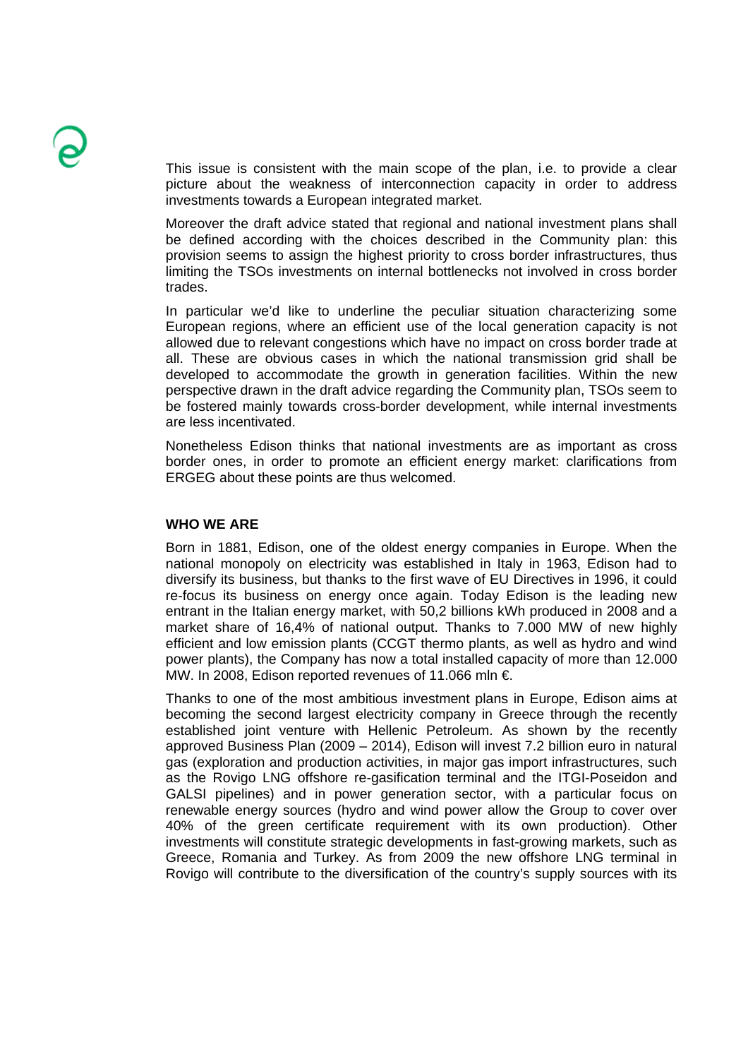This issue is consistent with the main scope of the plan, i.e. to provide a clear picture about the weakness of interconnection capacity in order to address investments towards a European integrated market.

Moreover the draft advice stated that regional and national investment plans shall be defined according with the choices described in the Community plan: this provision seems to assign the highest priority to cross border infrastructures, thus limiting the TSOs investments on internal bottlenecks not involved in cross border trades.

In particular we'd like to underline the peculiar situation characterizing some European regions, where an efficient use of the local generation capacity is not allowed due to relevant congestions which have no impact on cross border trade at all. These are obvious cases in which the national transmission grid shall be developed to accommodate the growth in generation facilities. Within the new perspective drawn in the draft advice regarding the Community plan, TSOs seem to be fostered mainly towards cross-border development, while internal investments are less incentivated.

Nonetheless Edison thinks that national investments are as important as cross border ones, in order to promote an efficient energy market: clarifications from ERGEG about these points are thus welcomed.

**WHO WE ARE**

Born in 1881, Edison, one of the oldest energy companies in Europe. When the national monopoly on electricity was established in Italy in 1963, Edison had to diversify its business, but thanks to the first wave of EU Directives in 1996, it could re-focus its business on energy once again. Today Edison is the leading new entrant in the Italian energy market, with 50,2 billions kWh produced in 2008 and a market share of 16,4% of national output. Thanks to 7.000 MW of new highly efficient and low emission plants (CCGT thermo plants, as well as hydro and wind power plants), the Company has now a total installed capacity of more than 12.000 MW. In 2008, Edison reported revenues of 11.066 mln €.

Thanks to one of the most ambitious investment plans in Europe, Edison aims at becoming the second largest electricity company in Greece through the recently established joint venture with Hellenic Petroleum. As shown by the recently approved Business Plan (2009 – 2014), Edison will invest 7.2 billion euro in natural gas (exploration and production activities, in major gas import infrastructures, such as the Rovigo LNG offshore re-gasification terminal and the ITGI-Poseidon and GALSI pipelines) and in power generation sector, with a particular focus on renewable energy sources (hydro and wind power allow the Group to cover over 40% of the green certificate requirement with its own production). Other investments will constitute strategic developments in fast-growing markets, such as Greece, Romania and Turkey. As from 2009 the new offshore LNG terminal in Rovigo will contribute to the diversification of the country's supply sources with its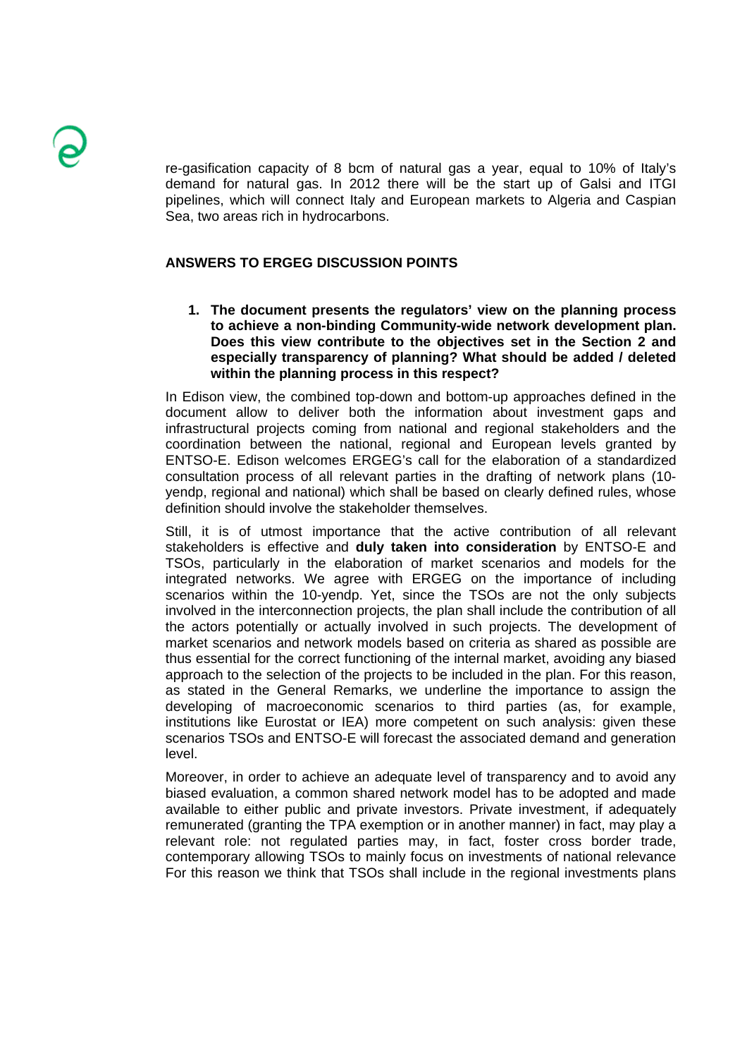re-gasification capacity of 8 bcm of natural gas a year, equal to 10% of Italy's demand for natural gas. In 2012 there will be the start up of Galsi and ITGI pipelines, which will connect Italy and European markets to Algeria and Caspian Sea, two areas rich in hydrocarbons.

## ANSWERS TO ERGEG DISCUSSION POINTS

1. **The document presents the regulators' view on the planning process to achieve a non-binding Community-wide network development plan. Does this view contribute to the objectives set in the Section 2 and especially transparency of planning? What should be added / deleted within the planning process in this respect?**

In Edison view, the combined top-down and bottom-up approaches defined in the document allow to deliver both the information about investment gaps and infrastructural projects coming from national and regional stakeholders and the coordination between the national, regional and European levels granted by ENTSO-E. Edison welcomes ERGEG's call for the elaboration of a standardized consultation process of all relevant parties in the drafting of network plans (10-yendp, regional and national) which shall be based on clearly defined rules, whose definition should involve the stakeholder themselves.

Still, it is of utmost importance that the active contribution of all relevant stakeholders is effective and **duly taken into consideration** by ENTSO-E and TSOs, particularly in the elaboration of market scenarios and models for the integrated networks. We agree with ERGEG on the importance of including scenarios within the 10-yendp. Yet, since the TSOs are not the only subjects involved in the interconnection projects, the plan shall include the contribution of all the actors potentially or actually involved in such projects. The development of market scenarios and network models based on criteria as shared as possible are thus essential for the correct functioning of the internal market, avoiding any biased approach to the selection of the projects to be included in the plan. For this reason, as stated in the General Remarks, we underline the importance to assign the developing of macroeconomic scenarios to third parties (as, for example, institutions like Eurostat or IEA) more competent on such analysis: given these scenarios TSOs and ENTSO-E will forecast the associated demand and generation level.

Moreover, in order to achieve an adequate level of transparency and to avoid any biased evaluation, a common shared network model has to be adopted and made available to either public and private investors. Private investment, if adequately remunerated (granting the TPA exemption or in another manner) in fact, may play a relevant role: not regulated parties may, in fact, foster cross border trade, contemporary allowing TSOs to mainly focus on investments of national relevance For this reason we think that TSOs shall include in the regional investments plans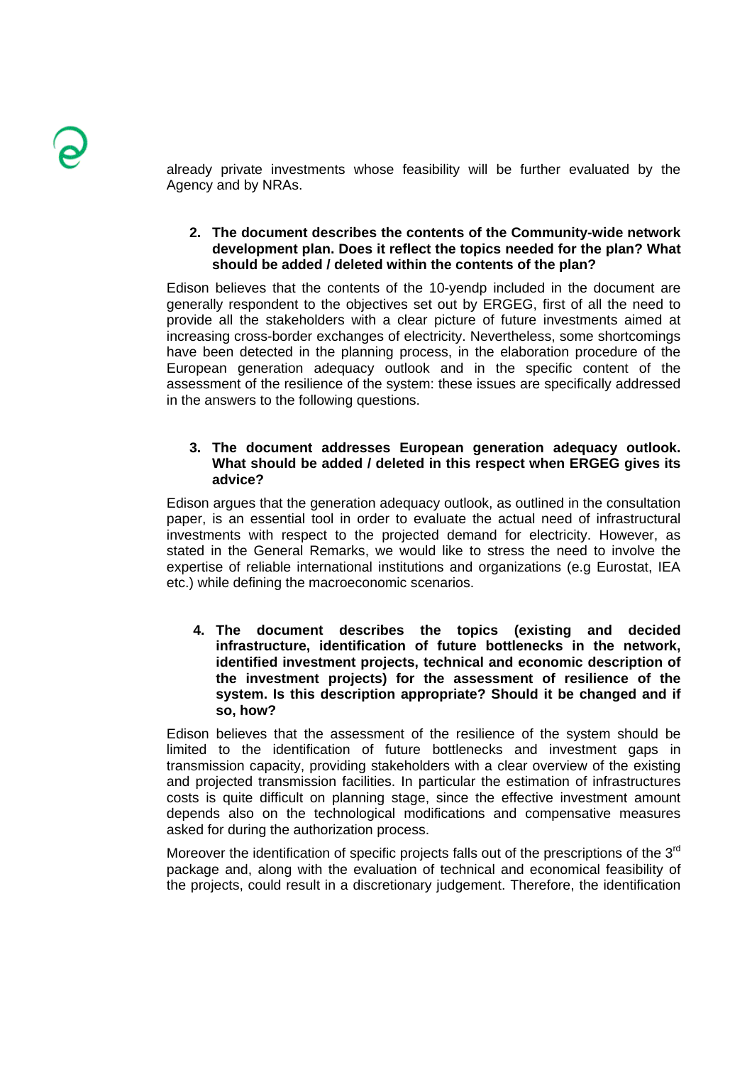already private investments whose feasibility will be further evaluated by the Agency and by NRAs.

2. **The document describes the contents of the Community-wide network development plan. Does it reflect the topics needed for the plan? What should be added / deleted within the contents of the plan?**

Edison believes that the contents of the 10-yendp included in the document are generally respondent to the objectives set out by ERGEG, first of all the need to provide all the stakeholders with a clear picture of future investments aimed at increasing cross-border exchanges of electricity. Nevertheless, some shortcomings have been detected in the planning process, in the elaboration procedure of the European generation adequacy outlook and in the specific content of the assessment of the resilience of the system: these issues are specifically addressed in the answers to the following questions.

3. **The document addresses European generation adequacy outlook. What should be added / deleted in this respect when ERGEG gives its advice?**

Edison argues that the generation adequacy outlook, as outlined in the consultation paper, is an essential tool in order to evaluate the actual need of infrastructural investments with respect to the projected demand for electricity. However, as stated in the General Remarks, we would like to stress the need to involve the expertise of reliable international institutions and organizations (e.g Eurostat, IEA etc.) while defining the macroeconomic scenarios.

4. **The document describes the topics (existing and decided infrastructure, identification of future bottlenecks in the network, identified investment projects, technical and economic description of the investment projects) for the assessment of resilience of the system. Is this description appropriate? Should it be changed and if so, how?**

Edison believes that the assessment of the resilience of the system should be limited to the identification of future bottlenecks and investment gaps in transmission capacity, providing stakeholders with a clear overview of the existing and projected transmission facilities. In particular the estimation of infrastructures costs is quite difficult on planning stage, since the effective investment amount depends also on the technological modifications and compensative measures asked for during the authorization process.

Moreover the identification of specific projects falls out of the prescriptions of the 3rd package and, along with the evaluation of technical and economical feasibility of the projects, could result in a discretionary judgement. Therefore, the identification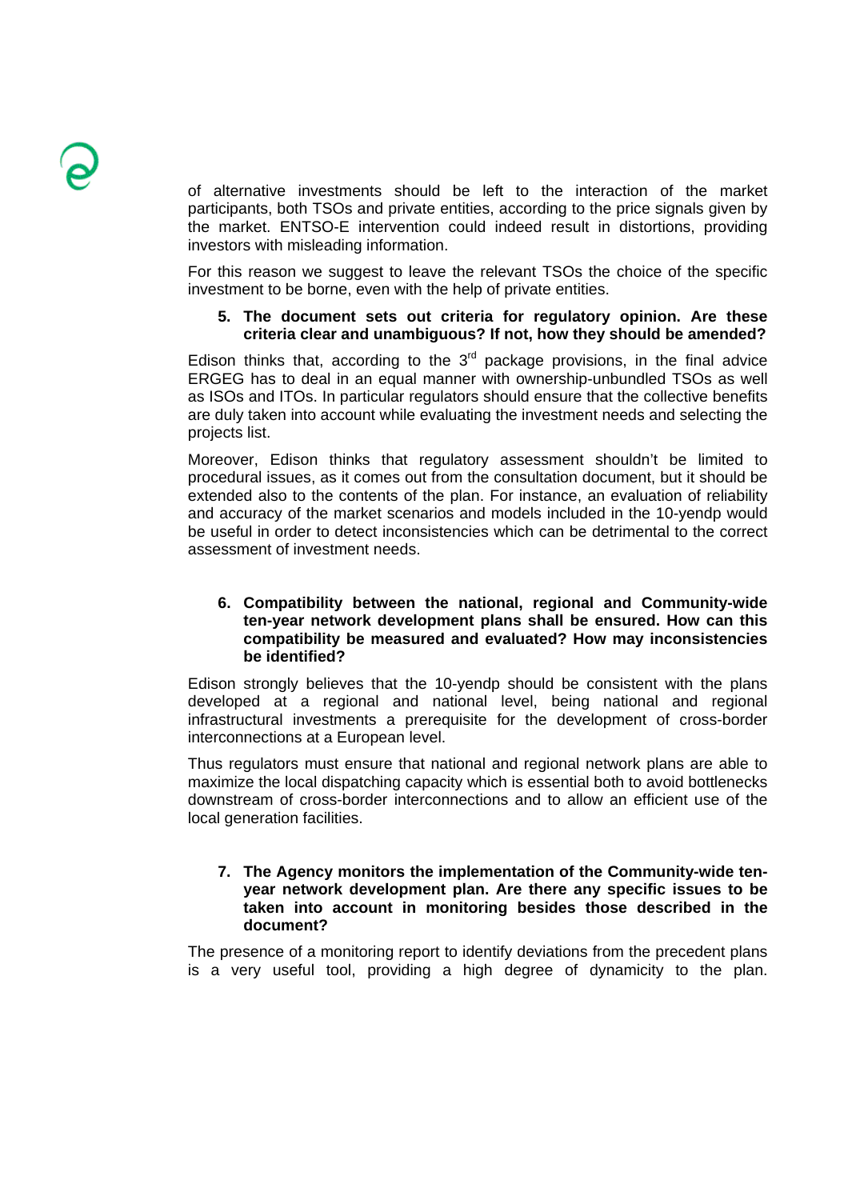of alternative investments should be left to the interaction of the market participants, both TSOs and private entities, according to the price signals given by the market. ENTSO-E intervention could indeed result in distortions, providing investors with misleading information.

For this reason we suggest to leave the relevant TSOs the choice of the specific investment to be borne, even with the help of private entities.

5. **The document sets out criteria for regulatory opinion. Are these criteria clear and unambiguous? If not, how they should be amended?**

Edison thinks that, according to the 3rd package provisions, in the final advice ERGEG has to deal in an equal manner with ownership-unbundled TSOs as well as ISOs and ITOs. In particular regulators should ensure that the collective benefits are duly taken into account while evaluating the investment needs and selecting the projects list.

Moreover, Edison thinks that regulatory assessment shouldn't be limited to procedural issues, as it comes out from the consultation document, but it should be extended also to the contents of the plan. For instance, an evaluation of reliability and accuracy of the market scenarios and models included in the 10-yendp would be useful in order to detect inconsistencies which can be detrimental to the correct assessment of investment needs.

6. **Compatibility between the national, regional and Community-wide ten-year network development plans shall be ensured. How can this compatibility be measured and evaluated? How may inconsistencies be identified?**

Edison strongly believes that the 10-yendp should be consistent with the plans developed at a regional and national level, being national and regional infrastructural investments a prerequisite for the development of cross-border interconnections at a European level.

Thus regulators must ensure that national and regional network plans are able to maximize the local dispatching capacity which is essential both to avoid bottlenecks downstream of cross-border interconnections and to allow an efficient use of the local generation facilities.

7. **The Agency monitors the implementation of the Community-wide ten-year network development plan. Are there any specific issues to be taken into account in monitoring besides those described in the document?**

The presence of a monitoring report to identify deviations from the precedent plans is a very useful tool, providing a high degree of dynamicity to the plan.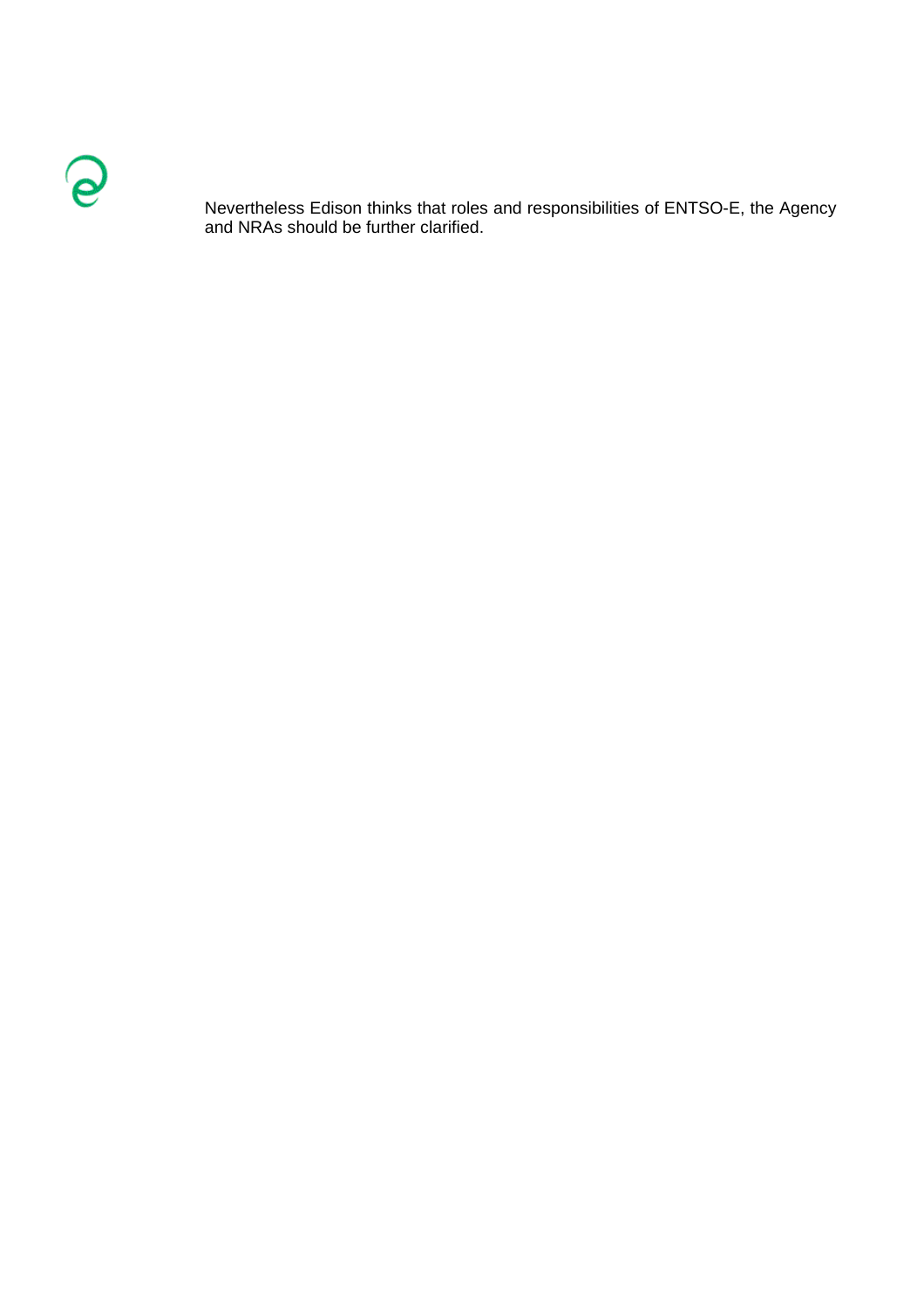Nevertheless Edison thinks that roles and responsibilities of ENTSO-E, the Agency and NRAs should be further clarified.